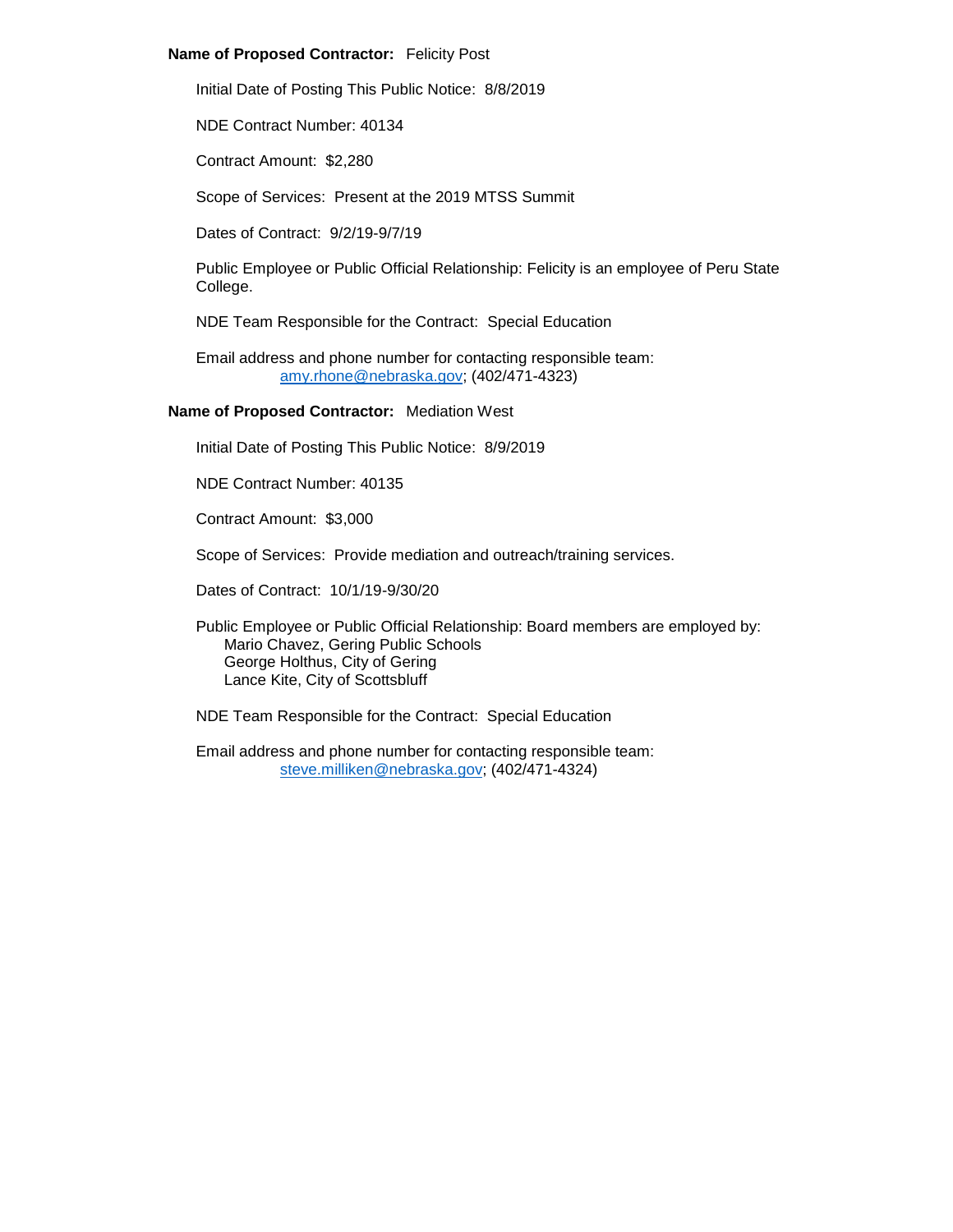**Name of Proposed Contractor:** Felicity Post

Initial Date of Posting This Public Notice: 8/8/2019

NDE Contract Number: 40134

Contract Amount: $2,280

Scope of Services: Present at the 2019 MTSS Summit

Dates of Contract: 9/2/19-9/7/19

Public Employee or Public Official Relationship: Felicity is an employee of Peru State College.

NDE Team Responsible for the Contract: Special Education

Email address and phone number for contacting responsible team:
amy.rhone@nebraska.gov; (402/471-4323)

**Name of Proposed Contractor:** Mediation West

Initial Date of Posting This Public Notice: 8/9/2019

NDE Contract Number: 40135

Contract Amount: $3,000

Scope of Services: Provide mediation and outreach/training services.

Dates of Contract: 10/1/19-9/30/20

Public Employee or Public Official Relationship: Board members are employed by:
Mario Chavez, Gering Public Schools
George Holthus, City of Gering
Lance Kite, City of Scottsbluff

NDE Team Responsible for the Contract: Special Education

Email address and phone number for contacting responsible team:
steve.milliken@nebraska.gov; (402/471-4324)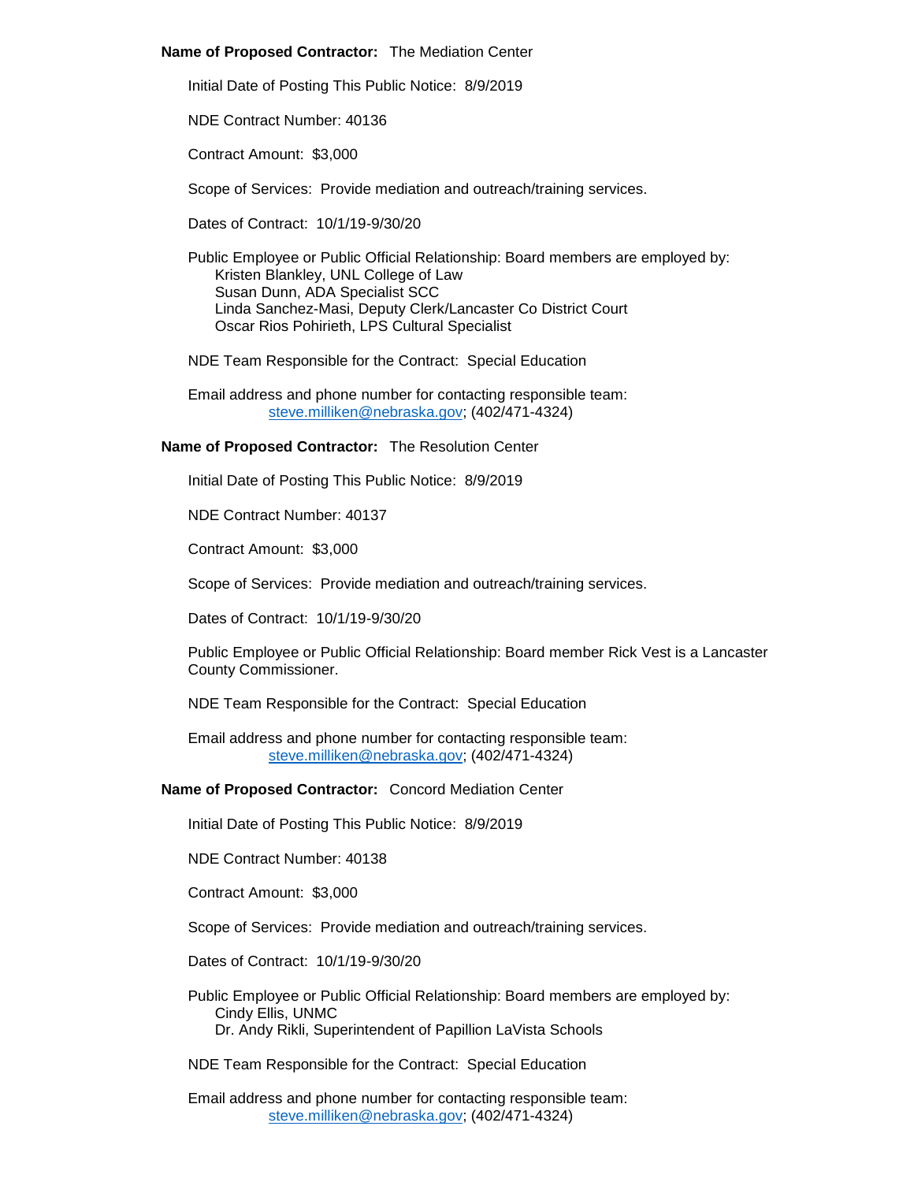**Name of Proposed Contractor:** The Mediation Center

Initial Date of Posting This Public Notice: 8/9/2019

NDE Contract Number: 40136

Contract Amount: $3,000

Scope of Services: Provide mediation and outreach/training services.

Dates of Contract: 10/1/19-9/30/20

Public Employee or Public Official Relationship: Board members are employed by:
Kristen Blankley, UNL College of Law
Susan Dunn, ADA Specialist SCC
Linda Sanchez-Masi, Deputy Clerk/Lancaster Co District Court
Oscar Rios Pohirieth, LPS Cultural Specialist

NDE Team Responsible for the Contract: Special Education

Email address and phone number for contacting responsible team:
steve.milliken@nebraska.gov; (402/471-4324)

**Name of Proposed Contractor:** The Resolution Center

Initial Date of Posting This Public Notice: 8/9/2019

NDE Contract Number: 40137

Contract Amount: $3,000

Scope of Services: Provide mediation and outreach/training services.

Dates of Contract: 10/1/19-9/30/20

Public Employee or Public Official Relationship: Board member Rick Vest is a Lancaster County Commissioner.

NDE Team Responsible for the Contract: Special Education

Email address and phone number for contacting responsible team:
steve.milliken@nebraska.gov; (402/471-4324)

**Name of Proposed Contractor:** Concord Mediation Center

Initial Date of Posting This Public Notice: 8/9/2019

NDE Contract Number: 40138

Contract Amount: $3,000

Scope of Services: Provide mediation and outreach/training services.

Dates of Contract: 10/1/19-9/30/20

Public Employee or Public Official Relationship: Board members are employed by:
Cindy Ellis, UNMC
Dr. Andy Rikli, Superintendent of Papillion LaVista Schools

NDE Team Responsible for the Contract: Special Education

Email address and phone number for contacting responsible team:
steve.milliken@nebraska.gov; (402/471-4324)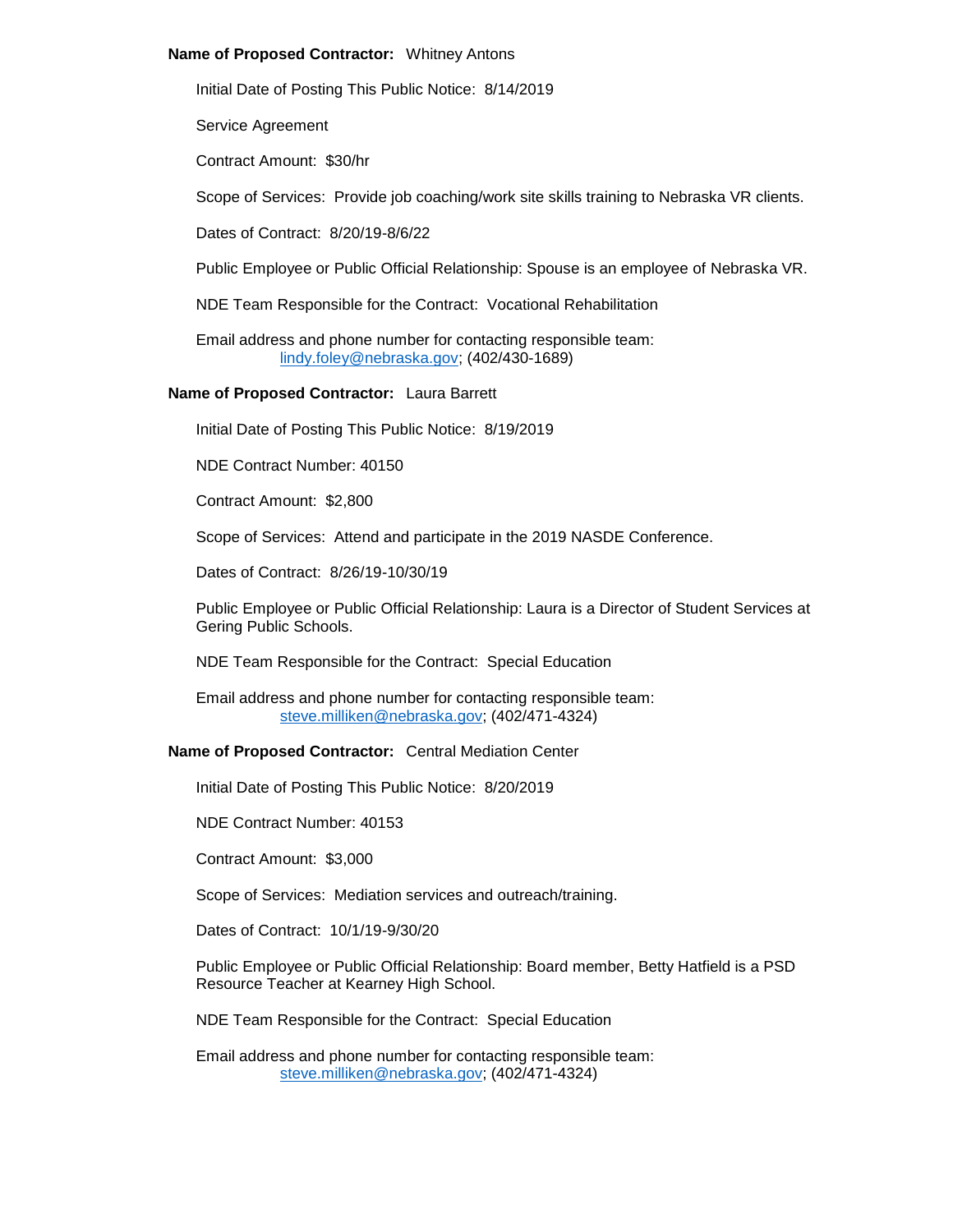**Name of Proposed Contractor:** Whitney Antons

Initial Date of Posting This Public Notice: 8/14/2019

Service Agreement

Contract Amount: $30/hr

Scope of Services: Provide job coaching/work site skills training to Nebraska VR clients.

Dates of Contract: 8/20/19-8/6/22

Public Employee or Public Official Relationship: Spouse is an employee of Nebraska VR.

NDE Team Responsible for the Contract: Vocational Rehabilitation

Email address and phone number for contacting responsible team:
lindy.foley@nebraska.gov; (402/430-1689)

**Name of Proposed Contractor:** Laura Barrett

Initial Date of Posting This Public Notice: 8/19/2019

NDE Contract Number: 40150

Contract Amount: $2,800

Scope of Services: Attend and participate in the 2019 NASDE Conference.

Dates of Contract: 8/26/19-10/30/19

Public Employee or Public Official Relationship: Laura is a Director of Student Services at Gering Public Schools.

NDE Team Responsible for the Contract: Special Education

Email address and phone number for contacting responsible team:
steve.milliken@nebraska.gov; (402/471-4324)

**Name of Proposed Contractor:** Central Mediation Center

Initial Date of Posting This Public Notice: 8/20/2019

NDE Contract Number: 40153

Contract Amount: $3,000

Scope of Services: Mediation services and outreach/training.

Dates of Contract: 10/1/19-9/30/20

Public Employee or Public Official Relationship: Board member, Betty Hatfield is a PSD Resource Teacher at Kearney High School.

NDE Team Responsible for the Contract: Special Education

Email address and phone number for contacting responsible team:
steve.milliken@nebraska.gov; (402/471-4324)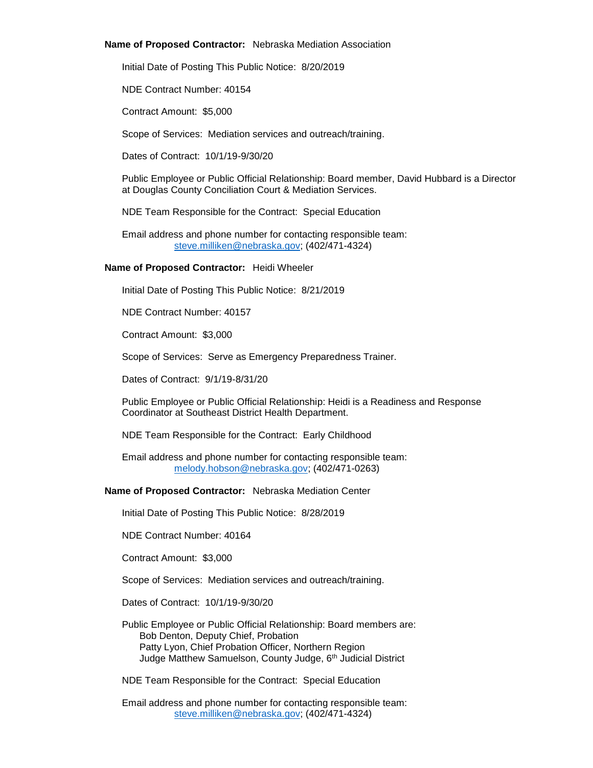**Name of Proposed Contractor:** Nebraska Mediation Association

Initial Date of Posting This Public Notice: 8/20/2019

NDE Contract Number: 40154

Contract Amount: $5,000

Scope of Services: Mediation services and outreach/training.

Dates of Contract: 10/1/19-9/30/20

Public Employee or Public Official Relationship: Board member, David Hubbard is a Director at Douglas County Conciliation Court & Mediation Services.

NDE Team Responsible for the Contract: Special Education

Email address and phone number for contacting responsible team:
steve.milliken@nebraska.gov; (402/471-4324)

**Name of Proposed Contractor:** Heidi Wheeler

Initial Date of Posting This Public Notice: 8/21/2019

NDE Contract Number: 40157

Contract Amount: $3,000

Scope of Services: Serve as Emergency Preparedness Trainer.

Dates of Contract: 9/1/19-8/31/20

Public Employee or Public Official Relationship: Heidi is a Readiness and Response Coordinator at Southeast District Health Department.

NDE Team Responsible for the Contract: Early Childhood

Email address and phone number for contacting responsible team:
melody.hobson@nebraska.gov; (402/471-0263)

**Name of Proposed Contractor:** Nebraska Mediation Center

Initial Date of Posting This Public Notice: 8/28/2019

NDE Contract Number: 40164

Contract Amount: $3,000

Scope of Services: Mediation services and outreach/training.

Dates of Contract: 10/1/19-9/30/20

Public Employee or Public Official Relationship: Board members are:
Bob Denton, Deputy Chief, Probation
Patty Lyon, Chief Probation Officer, Northern Region
Judge Matthew Samuelson, County Judge, 6th Judicial District

NDE Team Responsible for the Contract: Special Education

Email address and phone number for contacting responsible team:
steve.milliken@nebraska.gov; (402/471-4324)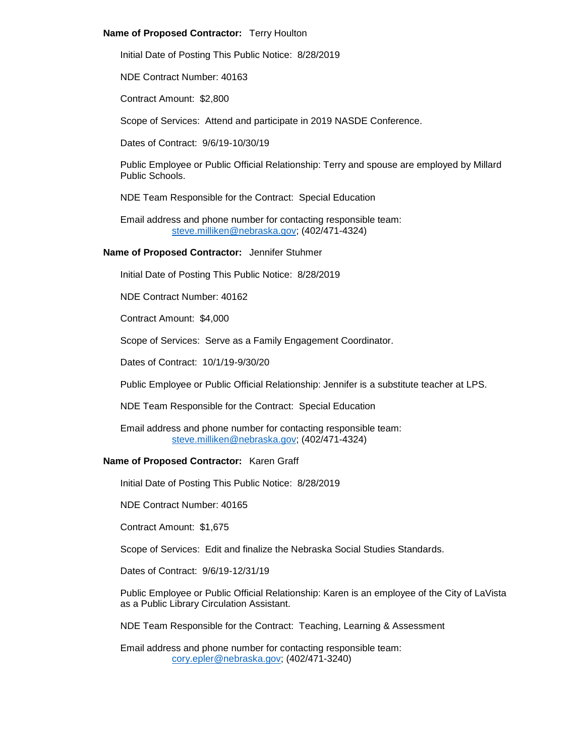**Name of Proposed Contractor:** Terry Houlton

Initial Date of Posting This Public Notice: 8/28/2019

NDE Contract Number: 40163

Contract Amount: $2,800

Scope of Services: Attend and participate in 2019 NASDE Conference.

Dates of Contract: 9/6/19-10/30/19

Public Employee or Public Official Relationship: Terry and spouse are employed by Millard Public Schools.

NDE Team Responsible for the Contract: Special Education

Email address and phone number for contacting responsible team:
steve.milliken@nebraska.gov; (402/471-4324)

**Name of Proposed Contractor:** Jennifer Stuhmer

Initial Date of Posting This Public Notice: 8/28/2019

NDE Contract Number: 40162

Contract Amount: $4,000

Scope of Services: Serve as a Family Engagement Coordinator.

Dates of Contract: 10/1/19-9/30/20

Public Employee or Public Official Relationship: Jennifer is a substitute teacher at LPS.

NDE Team Responsible for the Contract: Special Education

Email address and phone number for contacting responsible team:
steve.milliken@nebraska.gov; (402/471-4324)

**Name of Proposed Contractor:** Karen Graff

Initial Date of Posting This Public Notice: 8/28/2019

NDE Contract Number: 40165

Contract Amount: $1,675

Scope of Services: Edit and finalize the Nebraska Social Studies Standards.

Dates of Contract: 9/6/19-12/31/19

Public Employee or Public Official Relationship: Karen is an employee of the City of LaVista as a Public Library Circulation Assistant.

NDE Team Responsible for the Contract: Teaching, Learning & Assessment

Email address and phone number for contacting responsible team:
cory.epler@nebraska.gov; (402/471-3240)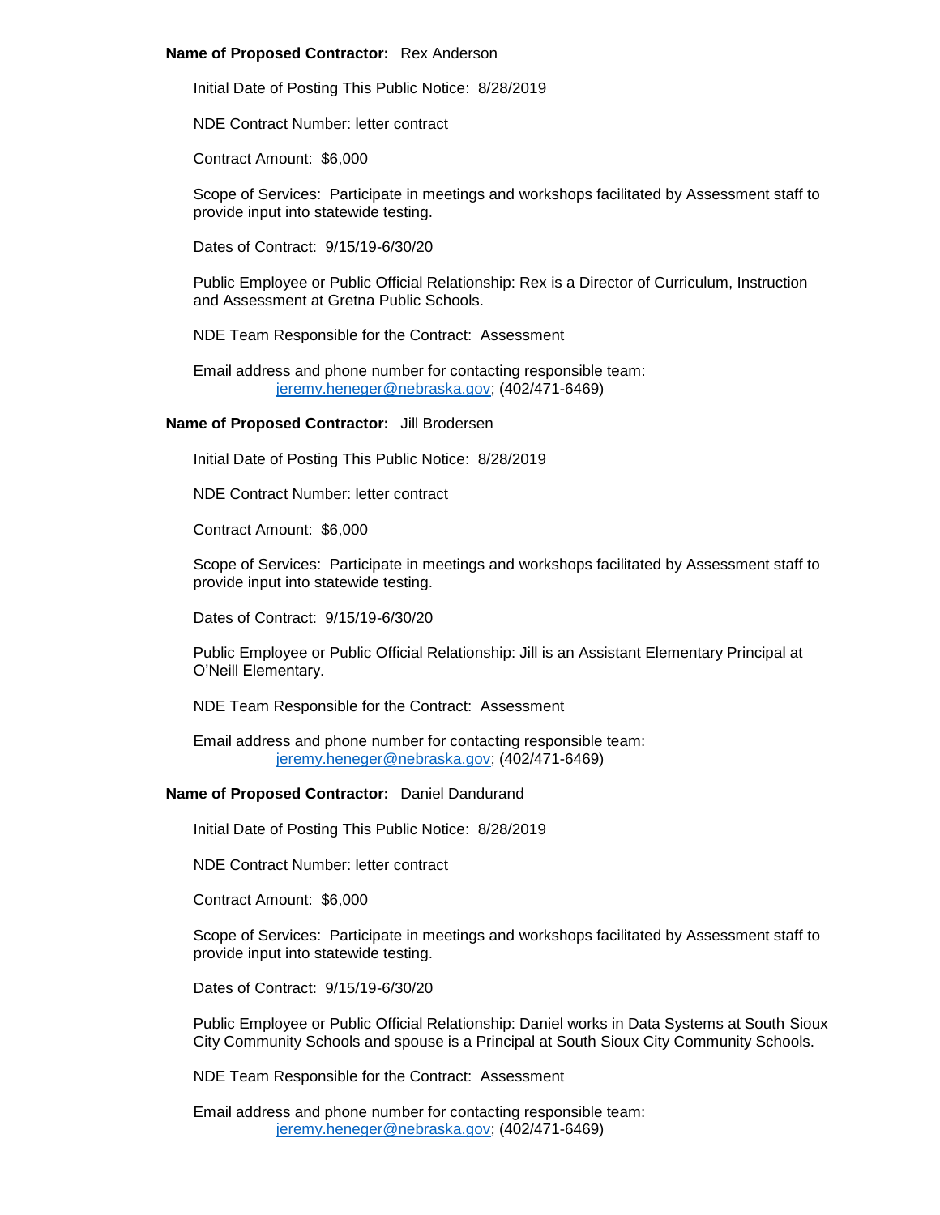**Name of Proposed Contractor:** Rex Anderson

Initial Date of Posting This Public Notice: 8/28/2019

NDE Contract Number: letter contract

Contract Amount: $6,000

Scope of Services: Participate in meetings and workshops facilitated by Assessment staff to provide input into statewide testing.

Dates of Contract: 9/15/19-6/30/20

Public Employee or Public Official Relationship: Rex is a Director of Curriculum, Instruction and Assessment at Gretna Public Schools.

NDE Team Responsible for the Contract: Assessment

Email address and phone number for contacting responsible team:
jeremy.heneger@nebraska.gov; (402/471-6469)

**Name of Proposed Contractor:** Jill Brodersen

Initial Date of Posting This Public Notice: 8/28/2019

NDE Contract Number: letter contract

Contract Amount: $6,000

Scope of Services: Participate in meetings and workshops facilitated by Assessment staff to provide input into statewide testing.

Dates of Contract: 9/15/19-6/30/20

Public Employee or Public Official Relationship: Jill is an Assistant Elementary Principal at O'Neill Elementary.

NDE Team Responsible for the Contract: Assessment

Email address and phone number for contacting responsible team:
jeremy.heneger@nebraska.gov; (402/471-6469)

**Name of Proposed Contractor:** Daniel Dandurand

Initial Date of Posting This Public Notice: 8/28/2019

NDE Contract Number: letter contract

Contract Amount: $6,000

Scope of Services: Participate in meetings and workshops facilitated by Assessment staff to provide input into statewide testing.

Dates of Contract: 9/15/19-6/30/20

Public Employee or Public Official Relationship: Daniel works in Data Systems at South Sioux City Community Schools and spouse is a Principal at South Sioux City Community Schools.

NDE Team Responsible for the Contract: Assessment

Email address and phone number for contacting responsible team:
jeremy.heneger@nebraska.gov; (402/471-6469)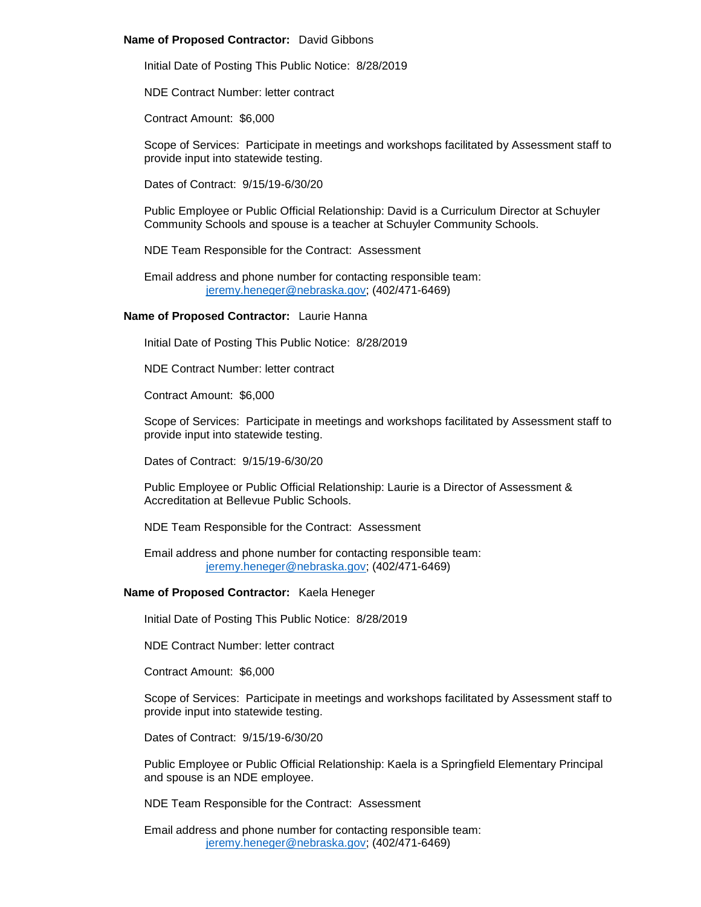**Name of Proposed Contractor:** David Gibbons

Initial Date of Posting This Public Notice: 8/28/2019

NDE Contract Number: letter contract

Contract Amount: $6,000

Scope of Services: Participate in meetings and workshops facilitated by Assessment staff to provide input into statewide testing.

Dates of Contract: 9/15/19-6/30/20

Public Employee or Public Official Relationship: David is a Curriculum Director at Schuyler Community Schools and spouse is a teacher at Schuyler Community Schools.

NDE Team Responsible for the Contract: Assessment

Email address and phone number for contacting responsible team:
jeremy.heneger@nebraska.gov; (402/471-6469)

**Name of Proposed Contractor:** Laurie Hanna

Initial Date of Posting This Public Notice: 8/28/2019

NDE Contract Number: letter contract

Contract Amount: $6,000

Scope of Services: Participate in meetings and workshops facilitated by Assessment staff to provide input into statewide testing.

Dates of Contract: 9/15/19-6/30/20

Public Employee or Public Official Relationship: Laurie is a Director of Assessment & Accreditation at Bellevue Public Schools.

NDE Team Responsible for the Contract: Assessment

Email address and phone number for contacting responsible team:
jeremy.heneger@nebraska.gov; (402/471-6469)

**Name of Proposed Contractor:** Kaela Heneger

Initial Date of Posting This Public Notice: 8/28/2019

NDE Contract Number: letter contract

Contract Amount: $6,000

Scope of Services: Participate in meetings and workshops facilitated by Assessment staff to provide input into statewide testing.

Dates of Contract: 9/15/19-6/30/20

Public Employee or Public Official Relationship: Kaela is a Springfield Elementary Principal and spouse is an NDE employee.

NDE Team Responsible for the Contract: Assessment

Email address and phone number for contacting responsible team:
jeremy.heneger@nebraska.gov; (402/471-6469)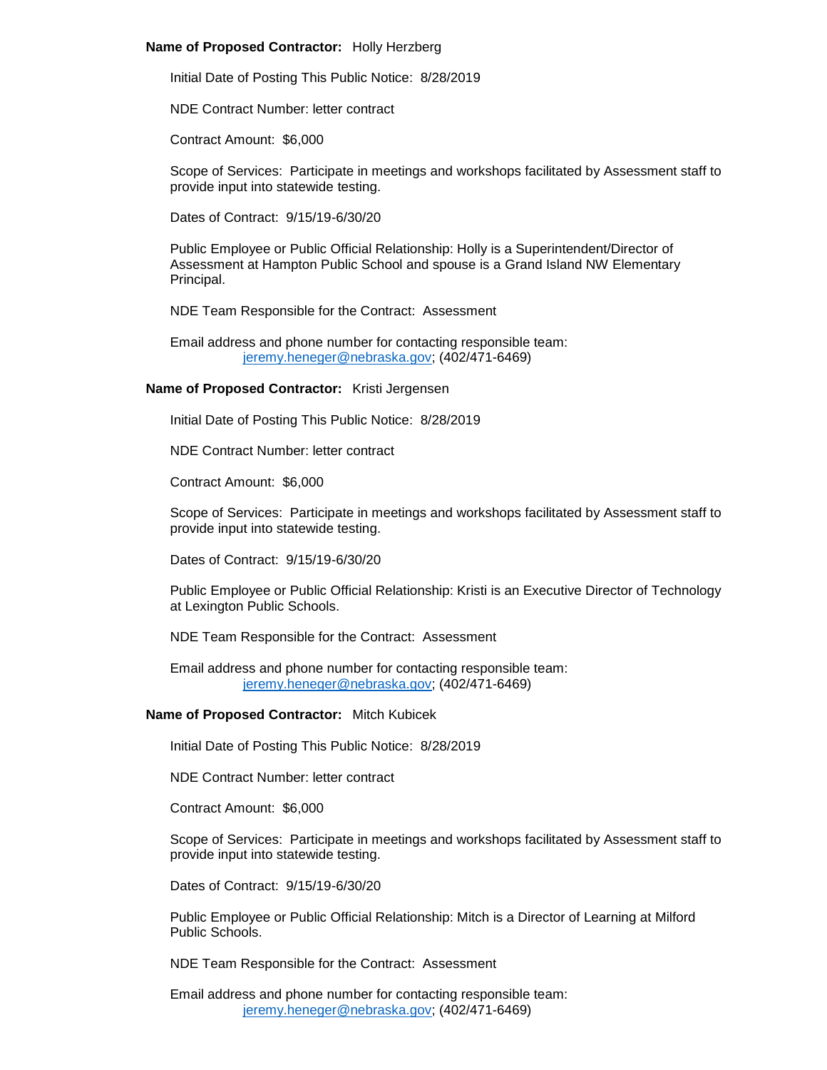**Name of Proposed Contractor:** Holly Herzberg

Initial Date of Posting This Public Notice: 8/28/2019

NDE Contract Number: letter contract

Contract Amount: $6,000

Scope of Services: Participate in meetings and workshops facilitated by Assessment staff to provide input into statewide testing.

Dates of Contract: 9/15/19-6/30/20

Public Employee or Public Official Relationship: Holly is a Superintendent/Director of Assessment at Hampton Public School and spouse is a Grand Island NW Elementary Principal.

NDE Team Responsible for the Contract: Assessment

Email address and phone number for contacting responsible team:
jeremy.heneger@nebraska.gov; (402/471-6469)

**Name of Proposed Contractor:** Kristi Jergensen

Initial Date of Posting This Public Notice: 8/28/2019

NDE Contract Number: letter contract

Contract Amount: $6,000

Scope of Services: Participate in meetings and workshops facilitated by Assessment staff to provide input into statewide testing.

Dates of Contract: 9/15/19-6/30/20

Public Employee or Public Official Relationship: Kristi is an Executive Director of Technology at Lexington Public Schools.

NDE Team Responsible for the Contract: Assessment

Email address and phone number for contacting responsible team:
jeremy.heneger@nebraska.gov; (402/471-6469)

**Name of Proposed Contractor:** Mitch Kubicek

Initial Date of Posting This Public Notice: 8/28/2019

NDE Contract Number: letter contract

Contract Amount: $6,000

Scope of Services: Participate in meetings and workshops facilitated by Assessment staff to provide input into statewide testing.

Dates of Contract: 9/15/19-6/30/20

Public Employee or Public Official Relationship: Mitch is a Director of Learning at Milford Public Schools.

NDE Team Responsible for the Contract: Assessment

Email address and phone number for contacting responsible team:
jeremy.heneger@nebraska.gov; (402/471-6469)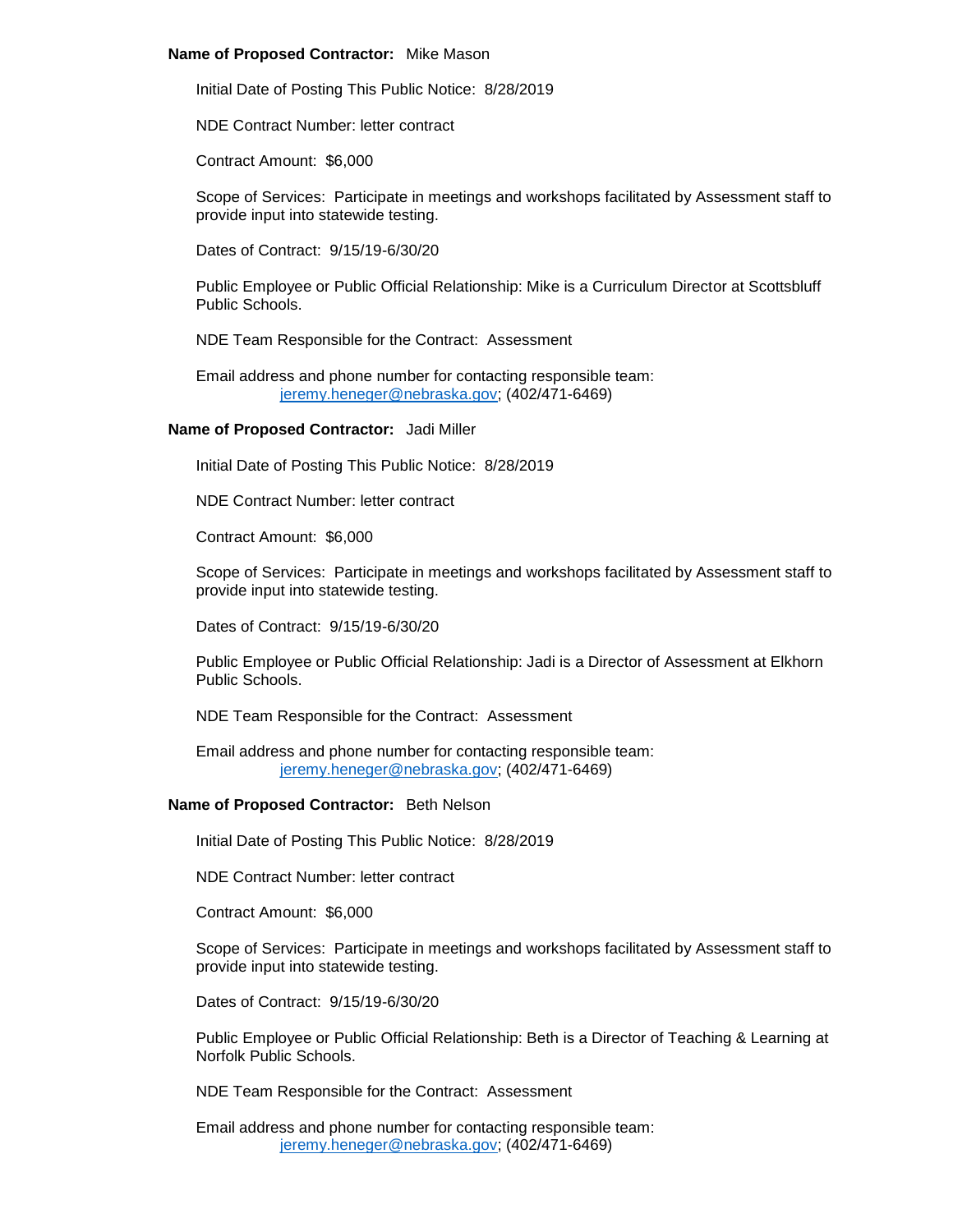**Name of Proposed Contractor:** Mike Mason

Initial Date of Posting This Public Notice: 8/28/2019

NDE Contract Number: letter contract

Contract Amount: $6,000

Scope of Services: Participate in meetings and workshops facilitated by Assessment staff to provide input into statewide testing.

Dates of Contract: 9/15/19-6/30/20

Public Employee or Public Official Relationship: Mike is a Curriculum Director at Scottsbluff Public Schools.

NDE Team Responsible for the Contract: Assessment

Email address and phone number for contacting responsible team:
jeremy.heneger@nebraska.gov; (402/471-6469)

**Name of Proposed Contractor:** Jadi Miller

Initial Date of Posting This Public Notice: 8/28/2019

NDE Contract Number: letter contract

Contract Amount: $6,000

Scope of Services: Participate in meetings and workshops facilitated by Assessment staff to provide input into statewide testing.

Dates of Contract: 9/15/19-6/30/20

Public Employee or Public Official Relationship: Jadi is a Director of Assessment at Elkhorn Public Schools.

NDE Team Responsible for the Contract: Assessment

Email address and phone number for contacting responsible team:
jeremy.heneger@nebraska.gov; (402/471-6469)

**Name of Proposed Contractor:** Beth Nelson

Initial Date of Posting This Public Notice: 8/28/2019

NDE Contract Number: letter contract

Contract Amount: $6,000

Scope of Services: Participate in meetings and workshops facilitated by Assessment staff to provide input into statewide testing.

Dates of Contract: 9/15/19-6/30/20

Public Employee or Public Official Relationship: Beth is a Director of Teaching & Learning at Norfolk Public Schools.

NDE Team Responsible for the Contract: Assessment

Email address and phone number for contacting responsible team:
jeremy.heneger@nebraska.gov; (402/471-6469)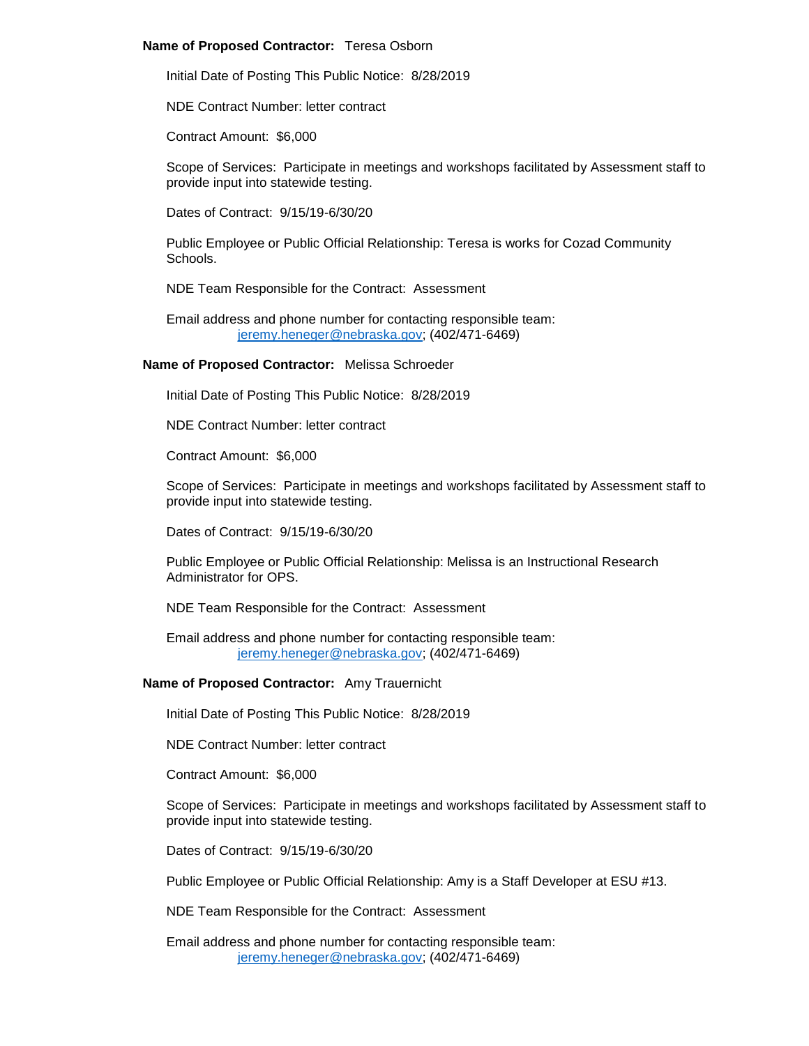**Name of Proposed Contractor:** Teresa Osborn

Initial Date of Posting This Public Notice: 8/28/2019

NDE Contract Number: letter contract

Contract Amount: $6,000

Scope of Services: Participate in meetings and workshops facilitated by Assessment staff to provide input into statewide testing.

Dates of Contract: 9/15/19-6/30/20

Public Employee or Public Official Relationship: Teresa is works for Cozad Community Schools.

NDE Team Responsible for the Contract: Assessment

Email address and phone number for contacting responsible team:
jeremy.heneger@nebraska.gov; (402/471-6469)

**Name of Proposed Contractor:** Melissa Schroeder

Initial Date of Posting This Public Notice: 8/28/2019

NDE Contract Number: letter contract

Contract Amount: $6,000

Scope of Services: Participate in meetings and workshops facilitated by Assessment staff to provide input into statewide testing.

Dates of Contract: 9/15/19-6/30/20

Public Employee or Public Official Relationship: Melissa is an Instructional Research Administrator for OPS.

NDE Team Responsible for the Contract: Assessment

Email address and phone number for contacting responsible team:
jeremy.heneger@nebraska.gov; (402/471-6469)

**Name of Proposed Contractor:** Amy Trauernicht

Initial Date of Posting This Public Notice: 8/28/2019

NDE Contract Number: letter contract

Contract Amount: $6,000

Scope of Services: Participate in meetings and workshops facilitated by Assessment staff to provide input into statewide testing.

Dates of Contract: 9/15/19-6/30/20

Public Employee or Public Official Relationship: Amy is a Staff Developer at ESU #13.

NDE Team Responsible for the Contract: Assessment

Email address and phone number for contacting responsible team:
jeremy.heneger@nebraska.gov; (402/471-6469)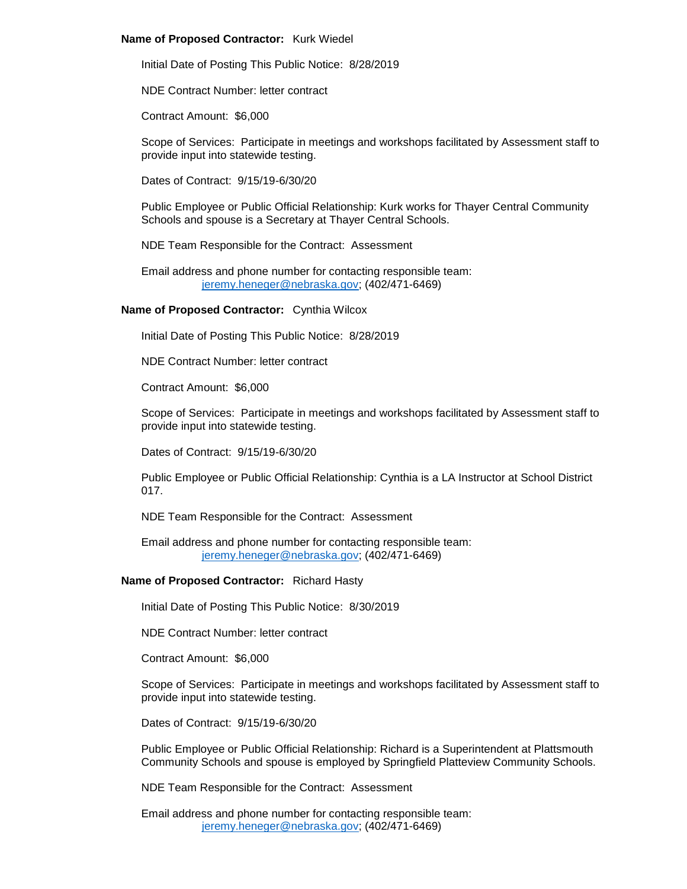**Name of Proposed Contractor:** Kurk Wiedel

Initial Date of Posting This Public Notice: 8/28/2019

NDE Contract Number: letter contract

Contract Amount: $6,000

Scope of Services: Participate in meetings and workshops facilitated by Assessment staff to provide input into statewide testing.

Dates of Contract: 9/15/19-6/30/20

Public Employee or Public Official Relationship: Kurk works for Thayer Central Community Schools and spouse is a Secretary at Thayer Central Schools.

NDE Team Responsible for the Contract: Assessment

Email address and phone number for contacting responsible team: jeremy.heneger@nebraska.gov; (402/471-6469)

**Name of Proposed Contractor:** Cynthia Wilcox

Initial Date of Posting This Public Notice: 8/28/2019

NDE Contract Number: letter contract

Contract Amount: $6,000

Scope of Services: Participate in meetings and workshops facilitated by Assessment staff to provide input into statewide testing.

Dates of Contract: 9/15/19-6/30/20

Public Employee or Public Official Relationship: Cynthia is a LA Instructor at School District 017.

NDE Team Responsible for the Contract: Assessment

Email address and phone number for contacting responsible team: jeremy.heneger@nebraska.gov; (402/471-6469)

**Name of Proposed Contractor:** Richard Hasty

Initial Date of Posting This Public Notice: 8/30/2019

NDE Contract Number: letter contract

Contract Amount: $6,000

Scope of Services: Participate in meetings and workshops facilitated by Assessment staff to provide input into statewide testing.

Dates of Contract: 9/15/19-6/30/20

Public Employee or Public Official Relationship: Richard is a Superintendent at Plattsmouth Community Schools and spouse is employed by Springfield Platteview Community Schools.

NDE Team Responsible for the Contract: Assessment

Email address and phone number for contacting responsible team: jeremy.heneger@nebraska.gov; (402/471-6469)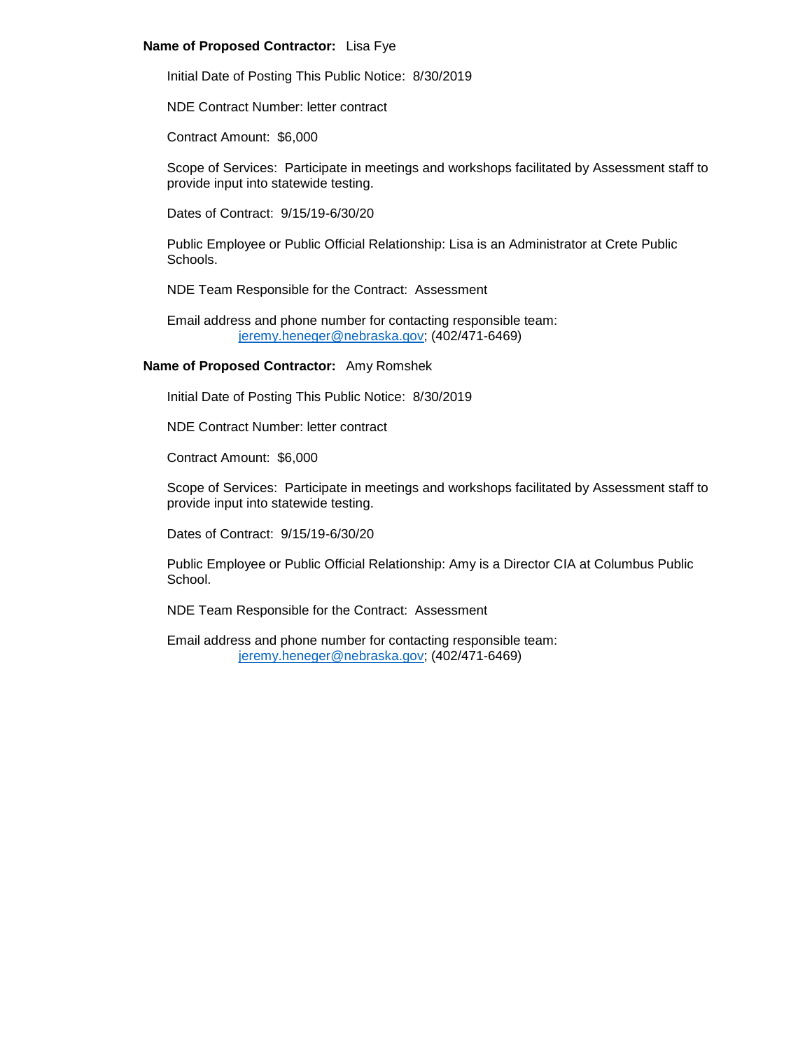**Name of Proposed Contractor:** Lisa Fye

Initial Date of Posting This Public Notice: 8/30/2019

NDE Contract Number: letter contract

Contract Amount: $6,000

Scope of Services: Participate in meetings and workshops facilitated by Assessment staff to provide input into statewide testing.

Dates of Contract: 9/15/19-6/30/20

Public Employee or Public Official Relationship: Lisa is an Administrator at Crete Public Schools.

NDE Team Responsible for the Contract: Assessment

Email address and phone number for contacting responsible team:
jeremy.heneger@nebraska.gov; (402/471-6469)

**Name of Proposed Contractor:** Amy Romshek

Initial Date of Posting This Public Notice: 8/30/2019

NDE Contract Number: letter contract

Contract Amount: $6,000

Scope of Services: Participate in meetings and workshops facilitated by Assessment staff to provide input into statewide testing.

Dates of Contract: 9/15/19-6/30/20

Public Employee or Public Official Relationship: Amy is a Director CIA at Columbus Public School.

NDE Team Responsible for the Contract: Assessment

Email address and phone number for contacting responsible team:
jeremy.heneger@nebraska.gov; (402/471-6469)